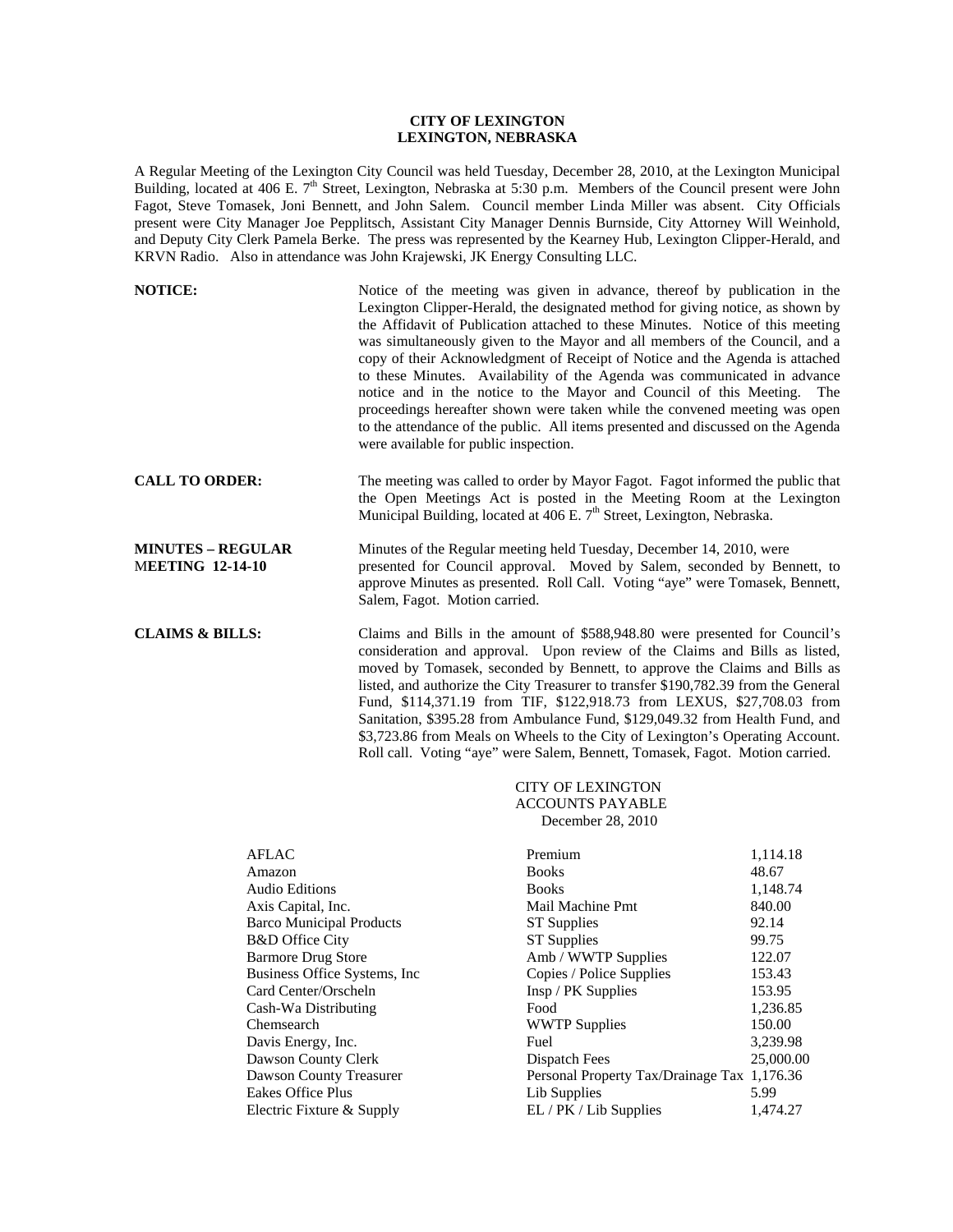# CITY OF LEXINGTON
## LEXINGTON, NEBRASKA

A Regular Meeting of the Lexington City Council was held Tuesday, December 28, 2010, at the Lexington Municipal Building, located at 406 E. 7th Street, Lexington, Nebraska at 5:30 p.m. Members of the Council present were John Fagot, Steve Tomasek, Joni Bennett, and John Salem. Council member Linda Miller was absent. City Officials present were City Manager Joe Pepplitsch, Assistant City Manager Dennis Burnside, City Attorney Will Weinhold, and Deputy City Clerk Pamela Berke. The press was represented by the Kearney Hub, Lexington Clipper-Herald, and KRVN Radio. Also in attendance was John Krajewski, JK Energy Consulting LLC.

**NOTICE:** Notice of the meeting was given in advance, thereof by publication in the Lexington Clipper-Herald, the designated method for giving notice, as shown by the Affidavit of Publication attached to these Minutes. Notice of this meeting was simultaneously given to the Mayor and all members of the Council, and a copy of their Acknowledgment of Receipt of Notice and the Agenda is attached to these Minutes. Availability of the Agenda was communicated in advance notice and in the notice to the Mayor and Council of this Meeting. The proceedings hereafter shown were taken while the convened meeting was open to the attendance of the public. All items presented and discussed on the Agenda were available for public inspection.

**CALL TO ORDER:** The meeting was called to order by Mayor Fagot. Fagot informed the public that the Open Meetings Act is posted in the Meeting Room at the Lexington Municipal Building, located at 406 E. 7th Street, Lexington, Nebraska.

**MINUTES – REGULAR MEETING 12-14-10** Minutes of the Regular meeting held Tuesday, December 14, 2010, were presented for Council approval. Moved by Salem, seconded by Bennett, to approve Minutes as presented. Roll Call. Voting "aye" were Tomasek, Bennett, Salem, Fagot. Motion carried.

**CLAIMS & BILLS:** Claims and Bills in the amount of $588,948.80 were presented for Council's consideration and approval. Upon review of the Claims and Bills as listed, moved by Tomasek, seconded by Bennett, to approve the Claims and Bills as listed, and authorize the City Treasurer to transfer $190,782.39 from the General Fund, $114,371.19 from TIF, $122,918.73 from LEXUS, $27,708.03 from Sanitation, $395.28 from Ambulance Fund, $129,049.32 from Health Fund, and $3,723.86 from Meals on Wheels to the City of Lexington's Operating Account. Roll call. Voting "aye" were Salem, Bennett, Tomasek, Fagot. Motion carried.

CITY OF LEXINGTON
ACCOUNTS PAYABLE
December 28, 2010

| | | |
|---|---|---|
| AFLAC | Premium | 1,114.18 |
| Amazon | Books | 48.67 |
| Audio Editions | Books | 1,148.74 |
| Axis Capital, Inc. | Mail Machine Pmt | 840.00 |
| Barco Municipal Products | ST Supplies | 92.14 |
| B&D Office City | ST Supplies | 99.75 |
| Barmore Drug Store | Amb / WWTP Supplies | 122.07 |
| Business Office Systems, Inc | Copies / Police Supplies | 153.43 |
| Card Center/Orscheln | Insp / PK Supplies | 153.95 |
| Cash-Wa Distributing | Food | 1,236.85 |
| Chemsearch | WWTP Supplies | 150.00 |
| Davis Energy, Inc. | Fuel | 3,239.98 |
| Dawson County Clerk | Dispatch Fees | 25,000.00 |
| Dawson County Treasurer | Personal Property Tax/Drainage Tax | 1,176.36 |
| Eakes Office Plus | Lib Supplies | 5.99 |
| Electric Fixture & Supply | EL / PK / Lib Supplies | 1,474.27 |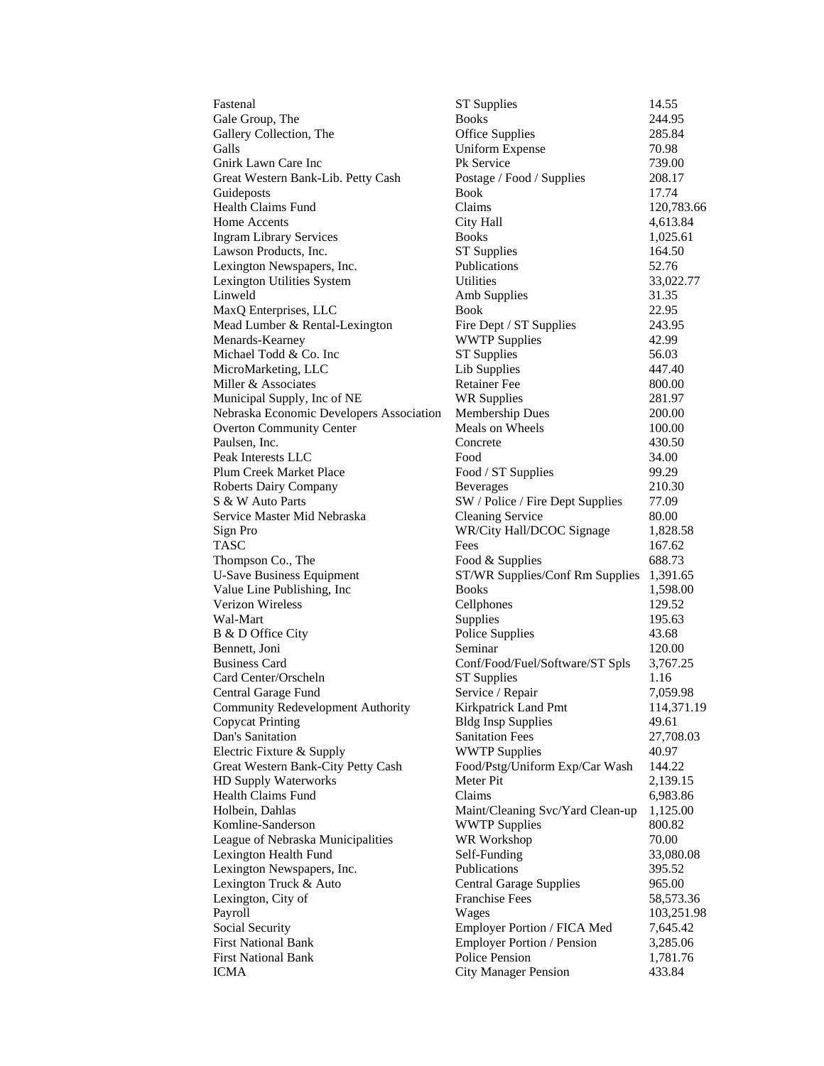| | | |
|---|---|---|
| Fastenal | ST Supplies | 14.55 |
| Gale Group, The | Books | 244.95 |
| Gallery Collection, The | Office Supplies | 285.84 |
| Galls | Uniform Expense | 70.98 |
| Gnirk Lawn Care Inc | Pk Service | 739.00 |
| Great Western Bank-Lib. Petty Cash | Postage / Food / Supplies | 208.17 |
| Guideposts | Book | 17.74 |
| Health Claims Fund | Claims | 120,783.66 |
| Home Accents | City Hall | 4,613.84 |
| Ingram Library Services | Books | 1,025.61 |
| Lawson Products, Inc. | ST Supplies | 164.50 |
| Lexington Newspapers, Inc. | Publications | 52.76 |
| Lexington Utilities System | Utilities | 33,022.77 |
| Linweld | Amb Supplies | 31.35 |
| MaxQ Enterprises, LLC | Book | 22.95 |
| Mead Lumber & Rental-Lexington | Fire Dept / ST Supplies | 243.95 |
| Menards-Kearney | WWTP Supplies | 42.99 |
| Michael Todd & Co. Inc | ST Supplies | 56.03 |
| MicroMarketing, LLC | Lib Supplies | 447.40 |
| Miller & Associates | Retainer Fee | 800.00 |
| Municipal Supply, Inc of NE | WR Supplies | 281.97 |
| Nebraska Economic Developers Association | Membership Dues | 200.00 |
| Overton Community Center | Meals on Wheels | 100.00 |
| Paulsen, Inc. | Concrete | 430.50 |
| Peak Interests LLC | Food | 34.00 |
| Plum Creek Market Place | Food / ST Supplies | 99.29 |
| Roberts Dairy Company | Beverages | 210.30 |
| S & W Auto Parts | SW / Police / Fire Dept Supplies | 77.09 |
| Service Master Mid Nebraska | Cleaning Service | 80.00 |
| Sign Pro | WR/City Hall/DCOC Signage | 1,828.58 |
| TASC | Fees | 167.62 |
| Thompson Co., The | Food & Supplies | 688.73 |
| U-Save Business Equipment | ST/WR Supplies/Conf Rm Supplies | 1,391.65 |
| Value Line Publishing, Inc | Books | 1,598.00 |
| Verizon Wireless | Cellphones | 129.52 |
| Wal-Mart | Supplies | 195.63 |
| B & D Office City | Police Supplies | 43.68 |
| Bennett, Joni | Seminar | 120.00 |
| Business Card | Conf/Food/Fuel/Software/ST Spls | 3,767.25 |
| Card Center/Orscheln | ST Supplies | 1.16 |
| Central Garage Fund | Service / Repair | 7,059.98 |
| Community Redevelopment Authority | Kirkpatrick Land Pmt | 114,371.19 |
| Copycat Printing | Bldg Insp Supplies | 49.61 |
| Dan's Sanitation | Sanitation Fees | 27,708.03 |
| Electric Fixture & Supply | WWTP Supplies | 40.97 |
| Great Western Bank-City Petty Cash | Food/Pstg/Uniform Exp/Car Wash | 144.22 |
| HD Supply Waterworks | Meter Pit | 2,139.15 |
| Health Claims Fund | Claims | 6,983.86 |
| Holbein, Dahlas | Maint/Cleaning Svc/Yard Clean-up | 1,125.00 |
| Komline-Sanderson | WWTP Supplies | 800.82 |
| League of Nebraska Municipalities | WR Workshop | 70.00 |
| Lexington Health Fund | Self-Funding | 33,080.08 |
| Lexington Newspapers, Inc. | Publications | 395.52 |
| Lexington Truck & Auto | Central Garage Supplies | 965.00 |
| Lexington, City of | Franchise Fees | 58,573.36 |
| Payroll | Wages | 103,251.98 |
| Social Security | Employer Portion / FICA Med | 7,645.42 |
| First National Bank | Employer Portion / Pension | 3,285.06 |
| First National Bank | Police Pension | 1,781.76 |
| ICMA | City Manager Pension | 433.84 |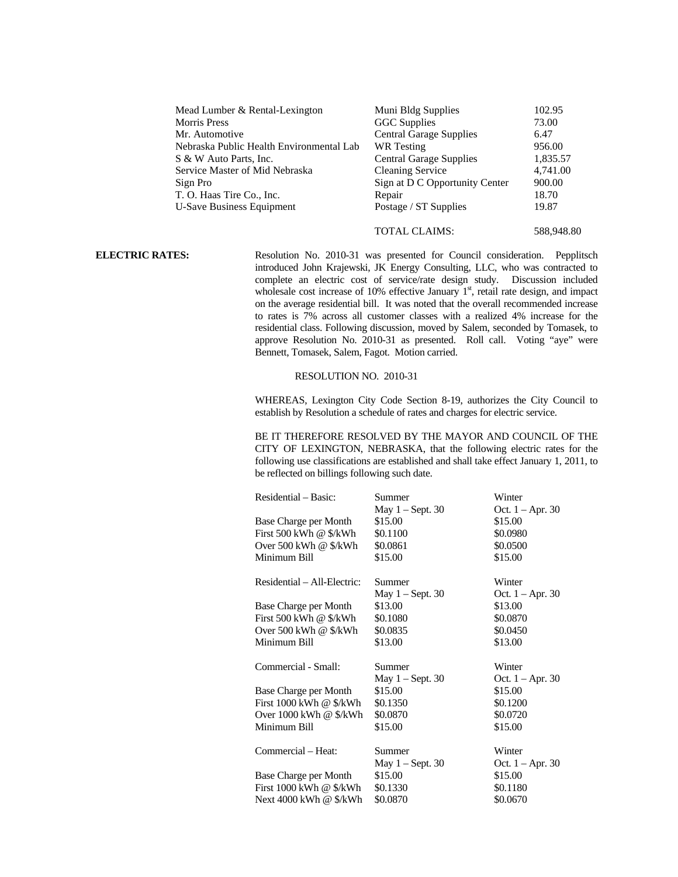| | | |
|---|---|---|
| Mead Lumber & Rental-Lexington | Muni Bldg Supplies | 102.95 |
| Morris Press | GGC Supplies | 73.00 |
| Mr. Automotive | Central Garage Supplies | 6.47 |
| Nebraska Public Health Environmental Lab | WR Testing | 956.00 |
| S & W Auto Parts, Inc. | Central Garage Supplies | 1,835.57 |
| Service Master of Mid Nebraska | Cleaning Service | 4,741.00 |
| Sign Pro | Sign at D C Opportunity Center | 900.00 |
| T. O. Haas Tire Co., Inc. | Repair | 18.70 |
| U-Save Business Equipment | Postage / ST Supplies | 19.87 |
| | TOTAL CLAIMS: | 588,948.80 |

**ELECTRIC RATES:** Resolution No. 2010-31 was presented for Council consideration. Pepplitsch introduced John Krajewski, JK Energy Consulting, LLC, who was contracted to complete an electric cost of service/rate design study. Discussion included wholesale cost increase of 10% effective January 1st, retail rate design, and impact on the average residential bill. It was noted that the overall recommended increase to rates is 7% across all customer classes with a realized 4% increase for the residential class. Following discussion, moved by Salem, seconded by Tomasek, to approve Resolution No. 2010-31 as presented. Roll call. Voting "aye" were Bennett, Tomasek, Salem, Fagot. Motion carried.

RESOLUTION NO. 2010-31

WHEREAS, Lexington City Code Section 8-19, authorizes the City Council to establish by Resolution a schedule of rates and charges for electric service.

BE IT THEREFORE RESOLVED BY THE MAYOR AND COUNCIL OF THE CITY OF LEXINGTON, NEBRASKA, that the following electric rates for the following use classifications are established and shall take effect January 1, 2011, to be reflected on billings following such date.

| Residential – Basic: | Summer<br>May 1 – Sept. 30 | Winter<br>Oct. 1 – Apr. 30 |
|---|---|---|
| Base Charge per Month | $15.00 | $15.00 |
| First 500 kWh @ $/kWh | $0.1100 | $0.0980 |
| Over 500 kWh @ $/kWh | $0.0861 | $0.0500 |
| Minimum Bill | $15.00 | $15.00 |

| Residential – All-Electric: | Summer<br>May 1 – Sept. 30 | Winter<br>Oct. 1 – Apr. 30 |
|---|---|---|
| Base Charge per Month | $13.00 | $13.00 |
| First 500 kWh @ $/kWh | $0.1080 | $0.0870 |
| Over 500 kWh @ $/kWh | $0.0835 | $0.0450 |
| Minimum Bill | $13.00 | $13.00 |

| Commercial - Small: | Summer<br>May 1 – Sept. 30 | Winter<br>Oct. 1 – Apr. 30 |
|---|---|---|
| Base Charge per Month | $15.00 | $15.00 |
| First 1000 kWh @ $/kWh | $0.1350 | $0.1200 |
| Over 1000 kWh @ $/kWh | $0.0870 | $0.0720 |
| Minimum Bill | $15.00 | $15.00 |

| Commercial – Heat: | Summer<br>May 1 – Sept. 30 | Winter<br>Oct. 1 – Apr. 30 |
|---|---|---|
| Base Charge per Month | $15.00 | $15.00 |
| First 1000 kWh @ $/kWh | $0.1330 | $0.1180 |
| Next 4000 kWh @ $/kWh | $0.0870 | $0.0670 |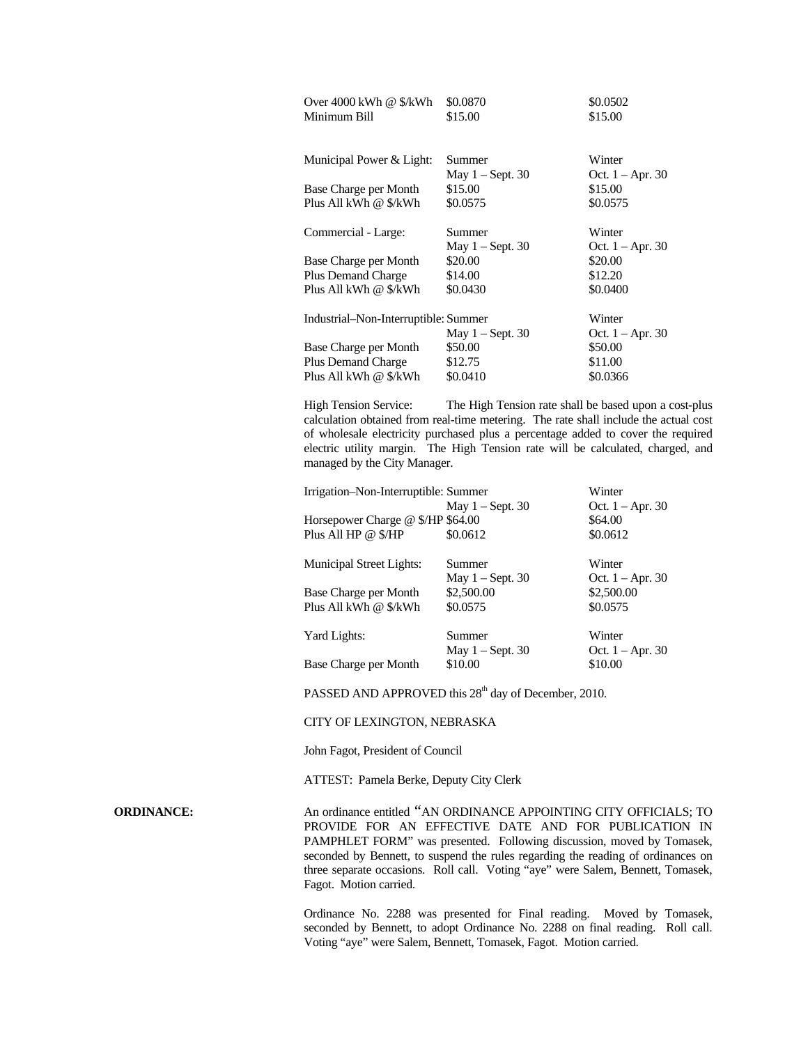| | | |
|---|---|---|
| Over 4000 kWh @ $/kWh | $0.0870 | $0.0502 |
| Minimum Bill | $15.00 | $15.00 |

| Municipal Power & Light: | Summer May 1 – Sept. 30 | Winter Oct. 1 – Apr. 30 |
|---|---|---|
| Base Charge per Month | $15.00 | $15.00 |
| Plus All kWh @ $/kWh | $0.0575 | $0.0575 |

| Commercial - Large: | Summer May 1 – Sept. 30 | Winter Oct. 1 – Apr. 30 |
|---|---|---|
| Base Charge per Month | $20.00 | $20.00 |
| Plus Demand Charge | $14.00 | $12.20 |
| Plus All kWh @ $/kWh | $0.0430 | $0.0400 |

| Industrial–Non-Interruptible: | Summer May 1 – Sept. 30 | Winter Oct. 1 – Apr. 30 |
|---|---|---|
| Base Charge per Month | $50.00 | $50.00 |
| Plus Demand Charge | $12.75 | $11.00 |
| Plus All kWh @ $/kWh | $0.0410 | $0.0366 |

High Tension Service: The High Tension rate shall be based upon a cost-plus calculation obtained from real-time metering. The rate shall include the actual cost of wholesale electricity purchased plus a percentage added to cover the required electric utility margin. The High Tension rate will be calculated, charged, and managed by the City Manager.

| Irrigation–Non-Interruptible: | Summer May 1 – Sept. 30 | Winter Oct. 1 – Apr. 30 |
|---|---|---|
| Horsepower Charge @ $/HP | $64.00 | $64.00 |
| Plus All HP @ $/HP | $0.0612 | $0.0612 |

| Municipal Street Lights: | Summer May 1 – Sept. 30 | Winter Oct. 1 – Apr. 30 |
|---|---|---|
| Base Charge per Month | $2,500.00 | $2,500.00 |
| Plus All kWh @ $/kWh | $0.0575 | $0.0575 |

| Yard Lights: | Summer May 1 – Sept. 30 | Winter Oct. 1 – Apr. 30 |
|---|---|---|
| Base Charge per Month | $10.00 | $10.00 |

PASSED AND APPROVED this 28th day of December, 2010.

CITY OF LEXINGTON, NEBRASKA

John Fagot, President of Council

ATTEST: Pamela Berke, Deputy City Clerk

**ORDINANCE:** An ordinance entitled "AN ORDINANCE APPOINTING CITY OFFICIALS; TO PROVIDE FOR AN EFFECTIVE DATE AND FOR PUBLICATION IN PAMPHLET FORM" was presented. Following discussion, moved by Tomasek, seconded by Bennett, to suspend the rules regarding the reading of ordinances on three separate occasions. Roll call. Voting "aye" were Salem, Bennett, Tomasek, Fagot. Motion carried.

Ordinance No. 2288 was presented for Final reading. Moved by Tomasek, seconded by Bennett, to adopt Ordinance No. 2288 on final reading. Roll call. Voting "aye" were Salem, Bennett, Tomasek, Fagot. Motion carried.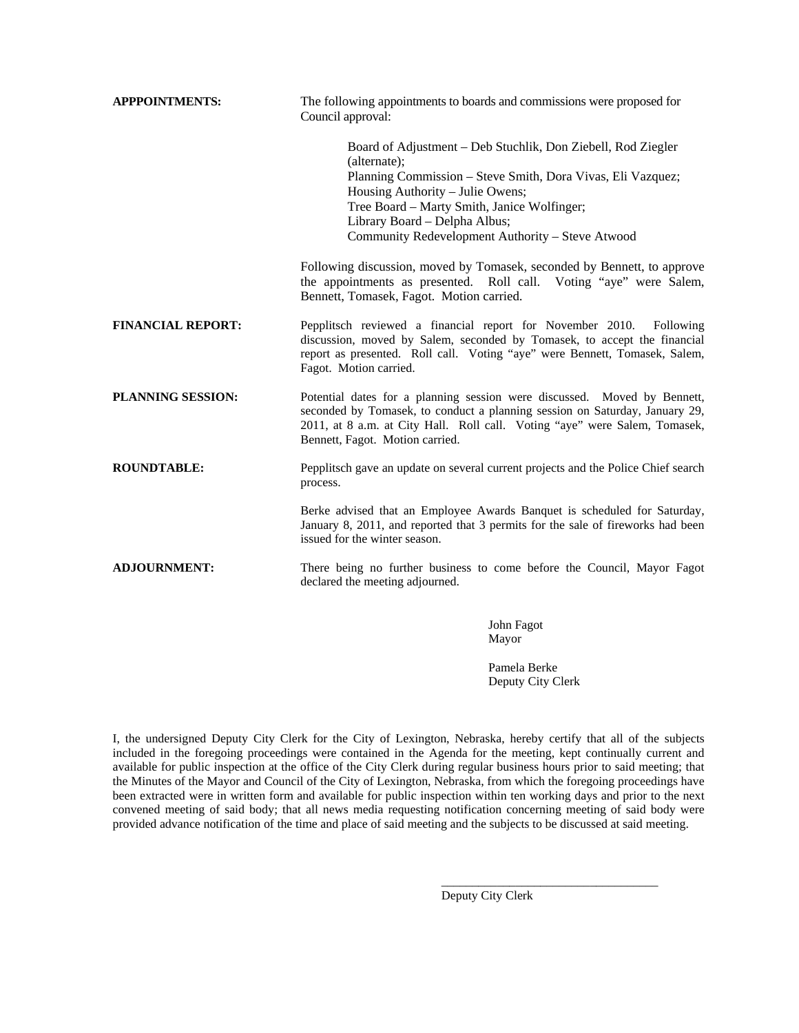**APPPOINTMENTS:** The following appointments to boards and commissions were proposed for Council approval:

> Board of Adjustment – Deb Stuchlik, Don Ziebell, Rod Ziegler (alternate);
> Planning Commission – Steve Smith, Dora Vivas, Eli Vazquez;
> Housing Authority – Julie Owens;
> Tree Board – Marty Smith, Janice Wolfinger;
> Library Board – Delpha Albus;
> Community Redevelopment Authority – Steve Atwood

Following discussion, moved by Tomasek, seconded by Bennett, to approve the appointments as presented. Roll call. Voting "aye" were Salem, Bennett, Tomasek, Fagot. Motion carried.

**FINANCIAL REPORT:** Pepplitsch reviewed a financial report for November 2010. Following discussion, moved by Salem, seconded by Tomasek, to accept the financial report as presented. Roll call. Voting "aye" were Bennett, Tomasek, Salem, Fagot. Motion carried.

**PLANNING SESSION:** Potential dates for a planning session were discussed. Moved by Bennett, seconded by Tomasek, to conduct a planning session on Saturday, January 29, 2011, at 8 a.m. at City Hall. Roll call. Voting "aye" were Salem, Tomasek, Bennett, Fagot. Motion carried.

**ROUNDTABLE:** Pepplitsch gave an update on several current projects and the Police Chief search process.

Berke advised that an Employee Awards Banquet is scheduled for Saturday, January 8, 2011, and reported that 3 permits for the sale of fireworks had been issued for the winter season.

**ADJOURNMENT:** There being no further business to come before the Council, Mayor Fagot declared the meeting adjourned.

John Fagot
Mayor

Pamela Berke
Deputy City Clerk

I, the undersigned Deputy City Clerk for the City of Lexington, Nebraska, hereby certify that all of the subjects included in the foregoing proceedings were contained in the Agenda for the meeting, kept continually current and available for public inspection at the office of the City Clerk during regular business hours prior to said meeting; that the Minutes of the Mayor and Council of the City of Lexington, Nebraska, from which the foregoing proceedings have been extracted were in written form and available for public inspection within ten working days and prior to the next convened meeting of said body; that all news media requesting notification concerning meeting of said body were provided advance notification of the time and place of said meeting and the subjects to be discussed at said meeting.

\_\_\_\_\_\_\_\_\_\_\_\_\_\_\_\_\_\_\_\_\_\_\_\_\_\_\_\_\_\_\_\_\_\_\_\_
Deputy City Clerk